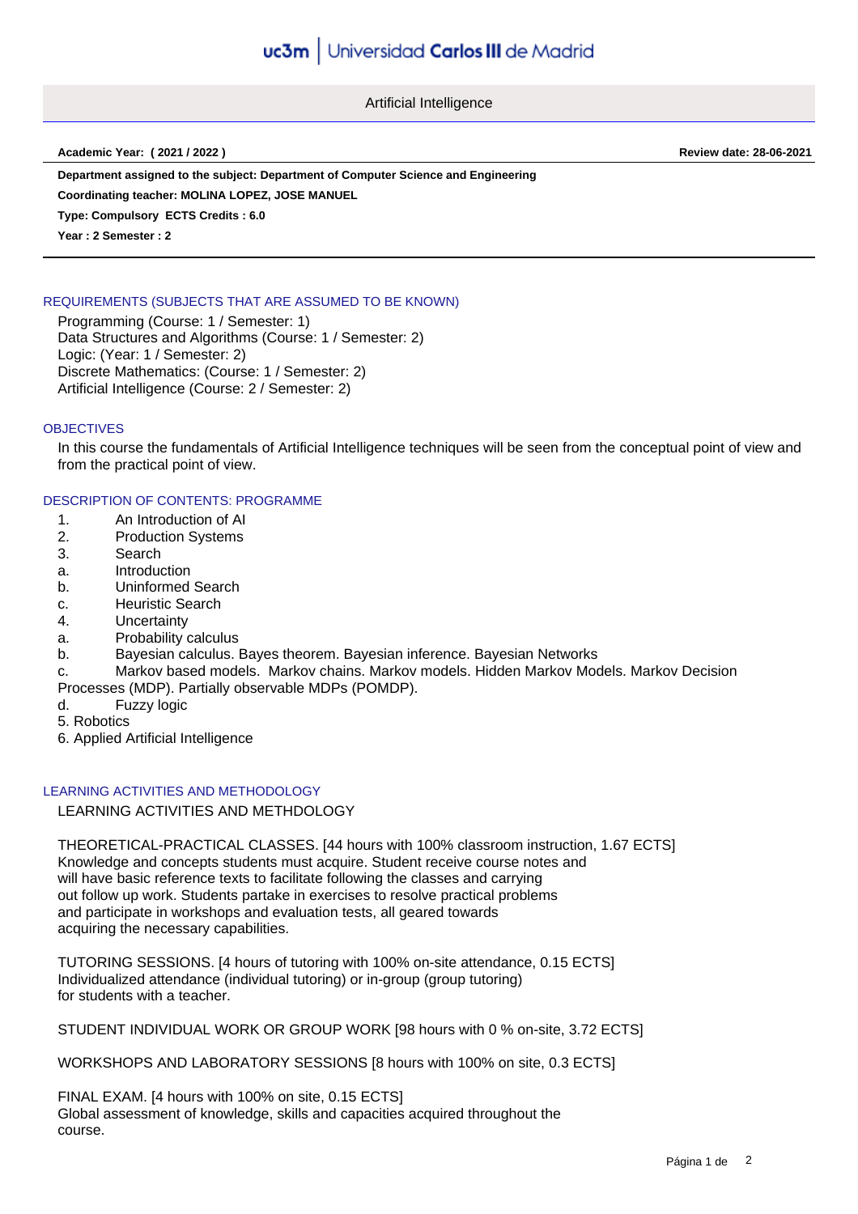# Universidad Carlos III de Madrid

## Artificial Intelligence

**Academic Year: ( 2021 / 2022 )** **Review date: 28-06-2021**

**Department assigned to the subject: Department of Computer Science and Engineering**

**Coordinating teacher: MOLINA LOPEZ, JOSE MANUEL**

**Type: Compulsory ECTS Credits : 6.0**

**Year : 2 Semester : 2**

### REQUIREMENTS (SUBJECTS THAT ARE ASSUMED TO BE KNOWN)

Programming (Course: 1 / Semester: 1)
Data Structures and Algorithms (Course: 1 / Semester: 2)
Logic: (Year: 1 / Semester: 2)
Discrete Mathematics: (Course: 1 / Semester: 2)
Artificial Intelligence (Course: 2 / Semester: 2)

### OBJECTIVES

In this course the fundamentals of Artificial Intelligence techniques will be seen from the conceptual point of view and from the practical point of view.

### DESCRIPTION OF CONTENTS: PROGRAMME

1. An Introduction of AI
2. Production Systems
3. Search
   a. Introduction
   b. Uninformed Search
   c. Heuristic Search
4. Uncertainty
   a. Probability calculus
   b. Bayesian calculus. Bayes theorem. Bayesian inference. Bayesian Networks
   c. Markov based models. Markov chains. Markov models. Hidden Markov Models. Markov Decision Processes (MDP). Partially observable MDPs (POMDP).
   d. Fuzzy logic
5. Robotics
6. Applied Artificial Intelligence

### LEARNING ACTIVITIES AND METHODOLOGY

LEARNING ACTIVITIES AND METHDOLOGY

THEORETICAL-PRACTICAL CLASSES. [44 hours with 100% classroom instruction, 1.67 ECTS]
Knowledge and concepts students must acquire. Student receive course notes and will have basic reference texts to facilitate following the classes and carrying out follow up work. Students partake in exercises to resolve practical problems and participate in workshops and evaluation tests, all geared towards acquiring the necessary capabilities.

TUTORING SESSIONS. [4 hours of tutoring with 100% on-site attendance, 0.15 ECTS]
Individualized attendance (individual tutoring) or in-group (group tutoring) for students with a teacher.

STUDENT INDIVIDUAL WORK OR GROUP WORK [98 hours with 0 % on-site, 3.72 ECTS]

WORKSHOPS AND LABORATORY SESSIONS [8 hours with 100% on site, 0.3 ECTS]

FINAL EXAM. [4 hours with 100% on site, 0.15 ECTS]
Global assessment of knowledge, skills and capacities acquired throughout the course.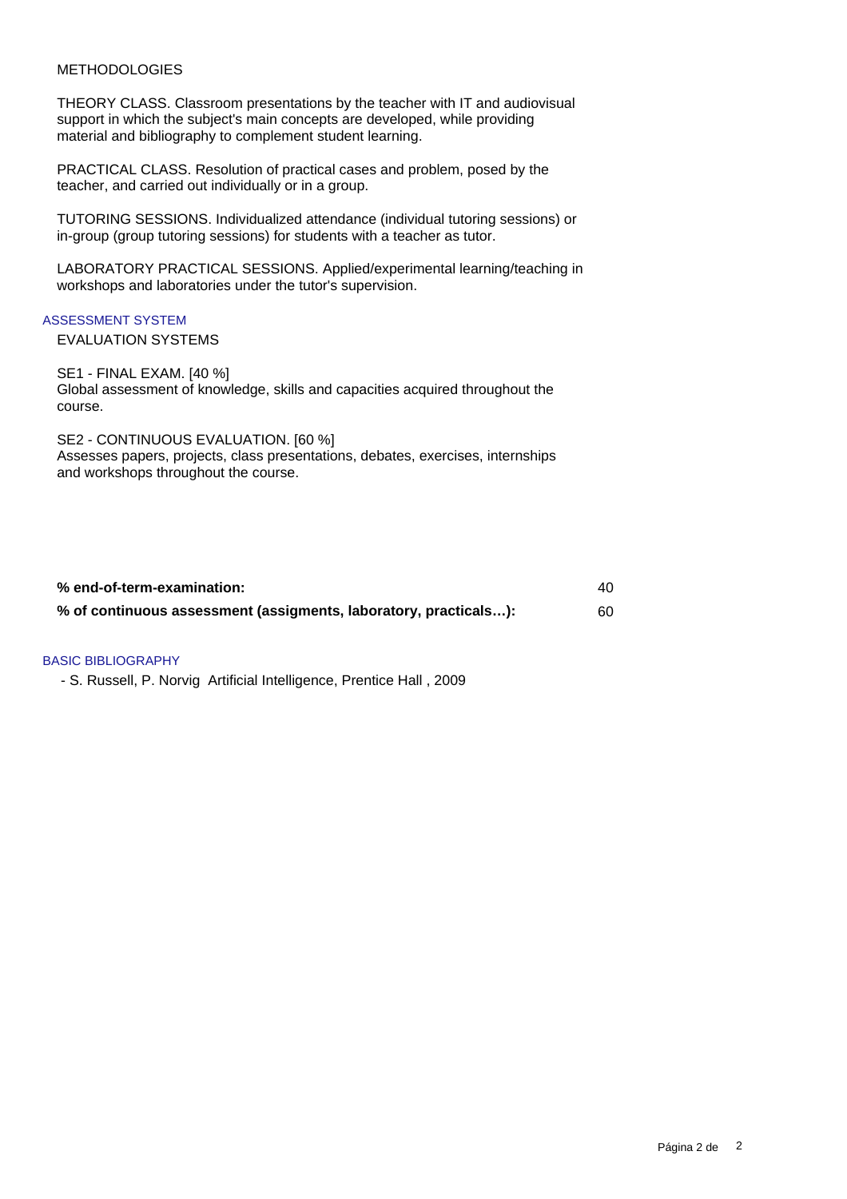METHODOLOGIES

THEORY CLASS. Classroom presentations by the teacher with IT and audiovisual support in which the subject's main concepts are developed, while providing material and bibliography to complement student learning.

PRACTICAL CLASS. Resolution of practical cases and problem, posed by the teacher, and carried out individually or in a group.

TUTORING SESSIONS. Individualized attendance (individual tutoring sessions) or in-group (group tutoring sessions) for students with a teacher as tutor.

LABORATORY PRACTICAL SESSIONS. Applied/experimental learning/teaching in workshops and laboratories under the tutor's supervision.

## ASSESSMENT SYSTEM

EVALUATION SYSTEMS

SE1 - FINAL EXAM. [40 %]
Global assessment of knowledge, skills and capacities acquired throughout the course.

SE2 - CONTINUOUS EVALUATION. [60 %]
Assesses papers, projects, class presentations, debates, exercises, internships and workshops throughout the course.

| | |
|---|---|
| **% end-of-term-examination:** | 40 |
| **% of continuous assessment (assigments, laboratory, practicals…):** | 60 |

## BASIC BIBLIOGRAPHY

- S. Russell, P. Norvig Artificial Intelligence, Prentice Hall , 2009